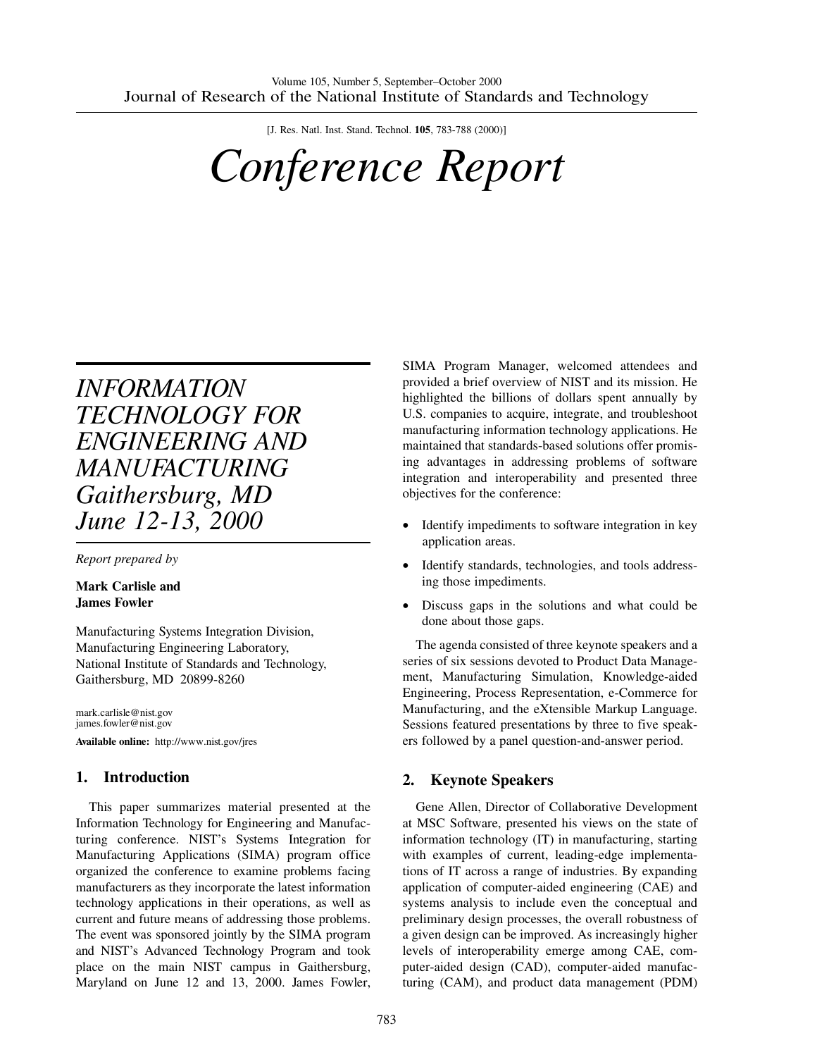# Conference Report

## INFORMATION TECHNOLOGY FOR ENGINEERING AND MANUFACTURING
## Gaithersburg, MD June 12-13, 2000

*Report prepared by*

**Mark Carlisle and James Fowler**

Manufacturing Systems Integration Division,
Manufacturing Engineering Laboratory,
National Institute of Standards and Technology,
Gaithersburg, MD 20899-8260

mark.carlisle@nist.gov
james.fowler@nist.gov

**Available online:** http://www.nist.gov/jres

## 1. Introduction

This paper summarizes material presented at the Information Technology for Engineering and Manufacturing conference. NIST's Systems Integration for Manufacturing Applications (SIMA) program office organized the conference to examine problems facing manufacturers as they incorporate the latest information technology applications in their operations, as well as current and future means of addressing those problems. The event was sponsored jointly by the SIMA program and NIST's Advanced Technology Program and took place on the main NIST campus in Gaithersburg, Maryland on June 12 and 13, 2000. James Fowler, SIMA Program Manager, welcomed attendees and provided a brief overview of NIST and its mission. He highlighted the billions of dollars spent annually by U.S. companies to acquire, integrate, and troubleshoot manufacturing information technology applications. He maintained that standards-based solutions offer promising advantages in addressing problems of software integration and interoperability and presented three objectives for the conference:

- Identify impediments to software integration in key application areas.
- Identify standards, technologies, and tools addressing those impediments.
- Discuss gaps in the solutions and what could be done about those gaps.

The agenda consisted of three keynote speakers and a series of six sessions devoted to Product Data Management, Manufacturing Simulation, Knowledge-aided Engineering, Process Representation, e-Commerce for Manufacturing, and the eXtensible Markup Language. Sessions featured presentations by three to five speakers followed by a panel question-and-answer period.

## 2. Keynote Speakers

Gene Allen, Director of Collaborative Development at MSC Software, presented his views on the state of information technology (IT) in manufacturing, starting with examples of current, leading-edge implementations of IT across a range of industries. By expanding application of computer-aided engineering (CAE) and systems analysis to include even the conceptual and preliminary design processes, the overall robustness of a given design can be improved. As increasingly higher levels of interoperability emerge among CAE, computer-aided design (CAD), computer-aided manufacturing (CAM), and product data management (PDM)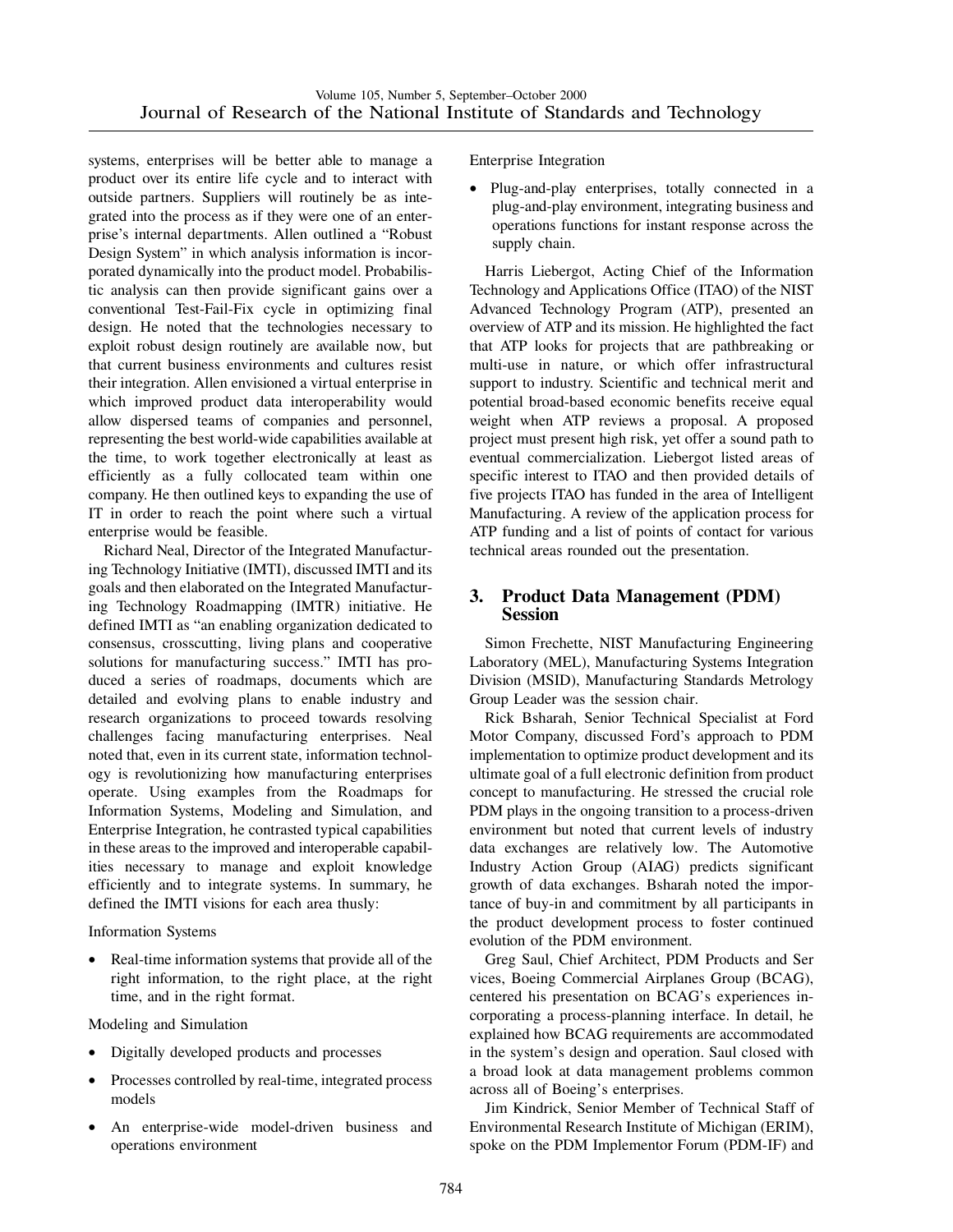systems, enterprises will be better able to manage a product over its entire life cycle and to interact with outside partners. Suppliers will routinely be as integrated into the process as if they were one of an enterprise's internal departments. Allen outlined a "Robust Design System" in which analysis information is incorporated dynamically into the product model. Probabilistic analysis can then provide significant gains over a conventional Test-Fail-Fix cycle in optimizing final design. He noted that the technologies necessary to exploit robust design routinely are available now, but that current business environments and cultures resist their integration. Allen envisioned a virtual enterprise in which improved product data interoperability would allow dispersed teams of companies and personnel, representing the best world-wide capabilities available at the time, to work together electronically at least as efficiently as a fully collocated team within one company. He then outlined keys to expanding the use of IT in order to reach the point where such a virtual enterprise would be feasible.

Richard Neal, Director of the Integrated Manufacturing Technology Initiative (IMTI), discussed IMTI and its goals and then elaborated on the Integrated Manufacturing Technology Roadmapping (IMTR) initiative. He defined IMTI as "an enabling organization dedicated to consensus, crosscutting, living plans and cooperative solutions for manufacturing success." IMTI has produced a series of roadmaps, documents which are detailed and evolving plans to enable industry and research organizations to proceed towards resolving challenges facing manufacturing enterprises. Neal noted that, even in its current state, information technology is revolutionizing how manufacturing enterprises operate. Using examples from the Roadmaps for Information Systems, Modeling and Simulation, and Enterprise Integration, he contrasted typical capabilities in these areas to the improved and interoperable capabilities necessary to manage and exploit knowledge efficiently and to integrate systems. In summary, he defined the IMTI visions for each area thusly:

Information Systems

- Real-time information systems that provide all of the right information, to the right place, at the right time, and in the right format.

Modeling and Simulation

- Digitally developed products and processes
- Processes controlled by real-time, integrated process models
- An enterprise-wide model-driven business and operations environment

Enterprise Integration

- Plug-and-play enterprises, totally connected in a plug-and-play environment, integrating business and operations functions for instant response across the supply chain.

Harris Liebergot, Acting Chief of the Information Technology and Applications Office (ITAO) of the NIST Advanced Technology Program (ATP), presented an overview of ATP and its mission. He highlighted the fact that ATP looks for projects that are pathbreaking or multi-use in nature, or which offer infrastructural support to industry. Scientific and technical merit and potential broad-based economic benefits receive equal weight when ATP reviews a proposal. A proposed project must present high risk, yet offer a sound path to eventual commercialization. Liebergot listed areas of specific interest to ITAO and then provided details of five projects ITAO has funded in the area of Intelligent Manufacturing. A review of the application process for ATP funding and a list of points of contact for various technical areas rounded out the presentation.

## 3. Product Data Management (PDM) Session

Simon Frechette, NIST Manufacturing Engineering Laboratory (MEL), Manufacturing Systems Integration Division (MSID), Manufacturing Standards Metrology Group Leader was the session chair.

Rick Bsharah, Senior Technical Specialist at Ford Motor Company, discussed Ford's approach to PDM implementation to optimize product development and its ultimate goal of a full electronic definition from product concept to manufacturing. He stressed the crucial role PDM plays in the ongoing transition to a process-driven environment but noted that current levels of industry data exchanges are relatively low. The Automotive Industry Action Group (AIAG) predicts significant growth of data exchanges. Bsharah noted the importance of buy-in and commitment by all participants in the product development process to foster continued evolution of the PDM environment.

Greg Saul, Chief Architect, PDM Products and Services, Boeing Commercial Airplanes Group (BCAG), centered his presentation on BCAG's experiences incorporating a process-planning interface. In detail, he explained how BCAG requirements are accommodated in the system's design and operation. Saul closed with a broad look at data management problems common across all of Boeing's enterprises.

Jim Kindrick, Senior Member of Technical Staff of Environmental Research Institute of Michigan (ERIM), spoke on the PDM Implementor Forum (PDM-IF) and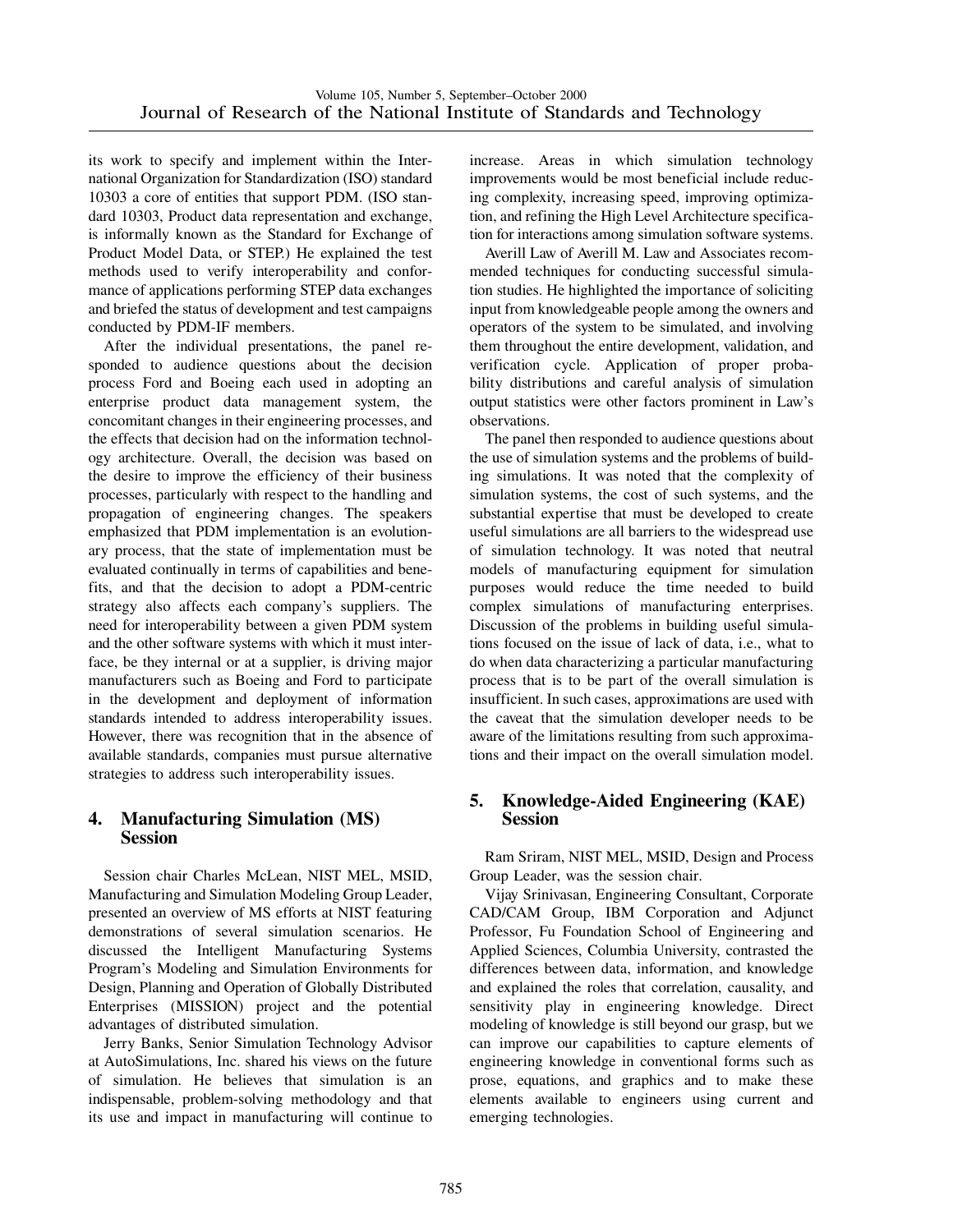its work to specify and implement within the International Organization for Standardization (ISO) standard 10303 a core of entities that support PDM. (ISO standard 10303, Product data representation and exchange, is informally known as the Standard for Exchange of Product Model Data, or STEP.) He explained the test methods used to verify interoperability and conformance of applications performing STEP data exchanges and briefed the status of development and test campaigns conducted by PDM-IF members.

After the individual presentations, the panel responded to audience questions about the decision process Ford and Boeing each used in adopting an enterprise product data management system, the concomitant changes in their engineering processes, and the effects that decision had on the information technology architecture. Overall, the decision was based on the desire to improve the efficiency of their business processes, particularly with respect to the handling and propagation of engineering changes. The speakers emphasized that PDM implementation is an evolutionary process, that the state of implementation must be evaluated continually in terms of capabilities and benefits, and that the decision to adopt a PDM-centric strategy also affects each company's suppliers. The need for interoperability between a given PDM system and the other software systems with which it must interface, be they internal or at a supplier, is driving major manufacturers such as Boeing and Ford to participate in the development and deployment of information standards intended to address interoperability issues. However, there was recognition that in the absence of available standards, companies must pursue alternative strategies to address such interoperability issues.

## 4. Manufacturing Simulation (MS) Session

Session chair Charles McLean, NIST MEL, MSID, Manufacturing and Simulation Modeling Group Leader, presented an overview of MS efforts at NIST featuring demonstrations of several simulation scenarios. He discussed the Intelligent Manufacturing Systems Program's Modeling and Simulation Environments for Design, Planning and Operation of Globally Distributed Enterprises (MISSION) project and the potential advantages of distributed simulation.

Jerry Banks, Senior Simulation Technology Advisor at AutoSimulations, Inc. shared his views on the future of simulation. He believes that simulation is an indispensable, problem-solving methodology and that its use and impact in manufacturing will continue to increase. Areas in which simulation technology improvements would be most beneficial include reducing complexity, increasing speed, improving optimization, and refining the High Level Architecture specification for interactions among simulation software systems.

Averill Law of Averill M. Law and Associates recommended techniques for conducting successful simulation studies. He highlighted the importance of soliciting input from knowledgeable people among the owners and operators of the system to be simulated, and involving them throughout the entire development, validation, and verification cycle. Application of proper probability distributions and careful analysis of simulation output statistics were other factors prominent in Law's observations.

The panel then responded to audience questions about the use of simulation systems and the problems of building simulations. It was noted that the complexity of simulation systems, the cost of such systems, and the substantial expertise that must be developed to create useful simulations are all barriers to the widespread use of simulation technology. It was noted that neutral models of manufacturing equipment for simulation purposes would reduce the time needed to build complex simulations of manufacturing enterprises. Discussion of the problems in building useful simulations focused on the issue of lack of data, i.e., what to do when data characterizing a particular manufacturing process that is to be part of the overall simulation is insufficient. In such cases, approximations are used with the caveat that the simulation developer needs to be aware of the limitations resulting from such approximations and their impact on the overall simulation model.

## 5. Knowledge-Aided Engineering (KAE) Session

Ram Sriram, NIST MEL, MSID, Design and Process Group Leader, was the session chair.

Vijay Srinivasan, Engineering Consultant, Corporate CAD/CAM Group, IBM Corporation and Adjunct Professor, Fu Foundation School of Engineering and Applied Sciences, Columbia University, contrasted the differences between data, information, and knowledge and explained the roles that correlation, causality, and sensitivity play in engineering knowledge. Direct modeling of knowledge is still beyond our grasp, but we can improve our capabilities to capture elements of engineering knowledge in conventional forms such as prose, equations, and graphics and to make these elements available to engineers using current and emerging technologies.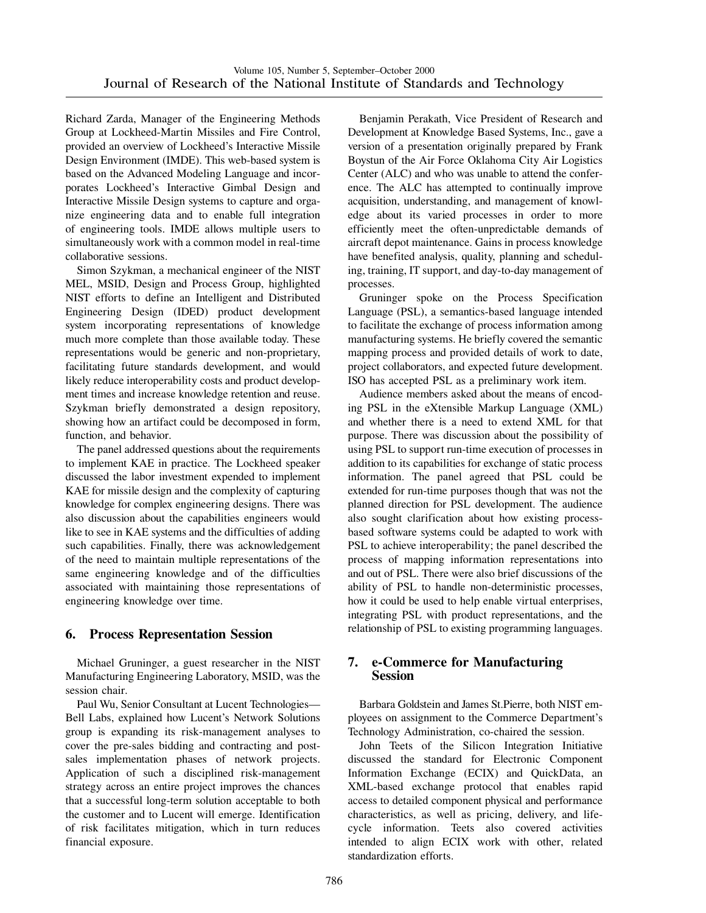Richard Zarda, Manager of the Engineering Methods Group at Lockheed-Martin Missiles and Fire Control, provided an overview of Lockheed's Interactive Missile Design Environment (IMDE). This web-based system is based on the Advanced Modeling Language and incorporates Lockheed's Interactive Gimbal Design and Interactive Missile Design systems to capture and organize engineering data and to enable full integration of engineering tools. IMDE allows multiple users to simultaneously work with a common model in real-time collaborative sessions.

Simon Szykman, a mechanical engineer of the NIST MEL, MSID, Design and Process Group, highlighted NIST efforts to define an Intelligent and Distributed Engineering Design (IDED) product development system incorporating representations of knowledge much more complete than those available today. These representations would be generic and non-proprietary, facilitating future standards development, and would likely reduce interoperability costs and product development times and increase knowledge retention and reuse. Szykman briefly demonstrated a design repository, showing how an artifact could be decomposed in form, function, and behavior.

The panel addressed questions about the requirements to implement KAE in practice. The Lockheed speaker discussed the labor investment expended to implement KAE for missile design and the complexity of capturing knowledge for complex engineering designs. There was also discussion about the capabilities engineers would like to see in KAE systems and the difficulties of adding such capabilities. Finally, there was acknowledgement of the need to maintain multiple representations of the same engineering knowledge and of the difficulties associated with maintaining those representations of engineering knowledge over time.

## 6. Process Representation Session

Michael Gruninger, a guest researcher in the NIST Manufacturing Engineering Laboratory, MSID, was the session chair.

Paul Wu, Senior Consultant at Lucent Technologies—Bell Labs, explained how Lucent's Network Solutions group is expanding its risk-management analyses to cover the pre-sales bidding and contracting and post-sales implementation phases of network projects. Application of such a disciplined risk-management strategy across an entire project improves the chances that a successful long-term solution acceptable to both the customer and to Lucent will emerge. Identification of risk facilitates mitigation, which in turn reduces financial exposure.

Benjamin Perakath, Vice President of Research and Development at Knowledge Based Systems, Inc., gave a version of a presentation originally prepared by Frank Boystun of the Air Force Oklahoma City Air Logistics Center (ALC) and who was unable to attend the conference. The ALC has attempted to continually improve acquisition, understanding, and management of knowledge about its varied processes in order to more efficiently meet the often-unpredictable demands of aircraft depot maintenance. Gains in process knowledge have benefited analysis, quality, planning and scheduling, training, IT support, and day-to-day management of processes.

Gruninger spoke on the Process Specification Language (PSL), a semantics-based language intended to facilitate the exchange of process information among manufacturing systems. He briefly covered the semantic mapping process and provided details of work to date, project collaborators, and expected future development. ISO has accepted PSL as a preliminary work item.

Audience members asked about the means of encoding PSL in the eXtensible Markup Language (XML) and whether there is a need to extend XML for that purpose. There was discussion about the possibility of using PSL to support run-time execution of processes in addition to its capabilities for exchange of static process information. The panel agreed that PSL could be extended for run-time purposes though that was not the planned direction for PSL development. The audience also sought clarification about how existing process-based software systems could be adapted to work with PSL to achieve interoperability; the panel described the process of mapping information representations into and out of PSL. There were also brief discussions of the ability of PSL to handle non-deterministic processes, how it could be used to help enable virtual enterprises, integrating PSL with product representations, and the relationship of PSL to existing programming languages.

## 7. e-Commerce for Manufacturing Session

Barbara Goldstein and James St.Pierre, both NIST employees on assignment to the Commerce Department's Technology Administration, co-chaired the session.

John Teets of the Silicon Integration Initiative discussed the standard for Electronic Component Information Exchange (ECIX) and QuickData, an XML-based exchange protocol that enables rapid access to detailed component physical and performance characteristics, as well as pricing, delivery, and lifecycle information. Teets also covered activities intended to align ECIX work with other, related standardization efforts.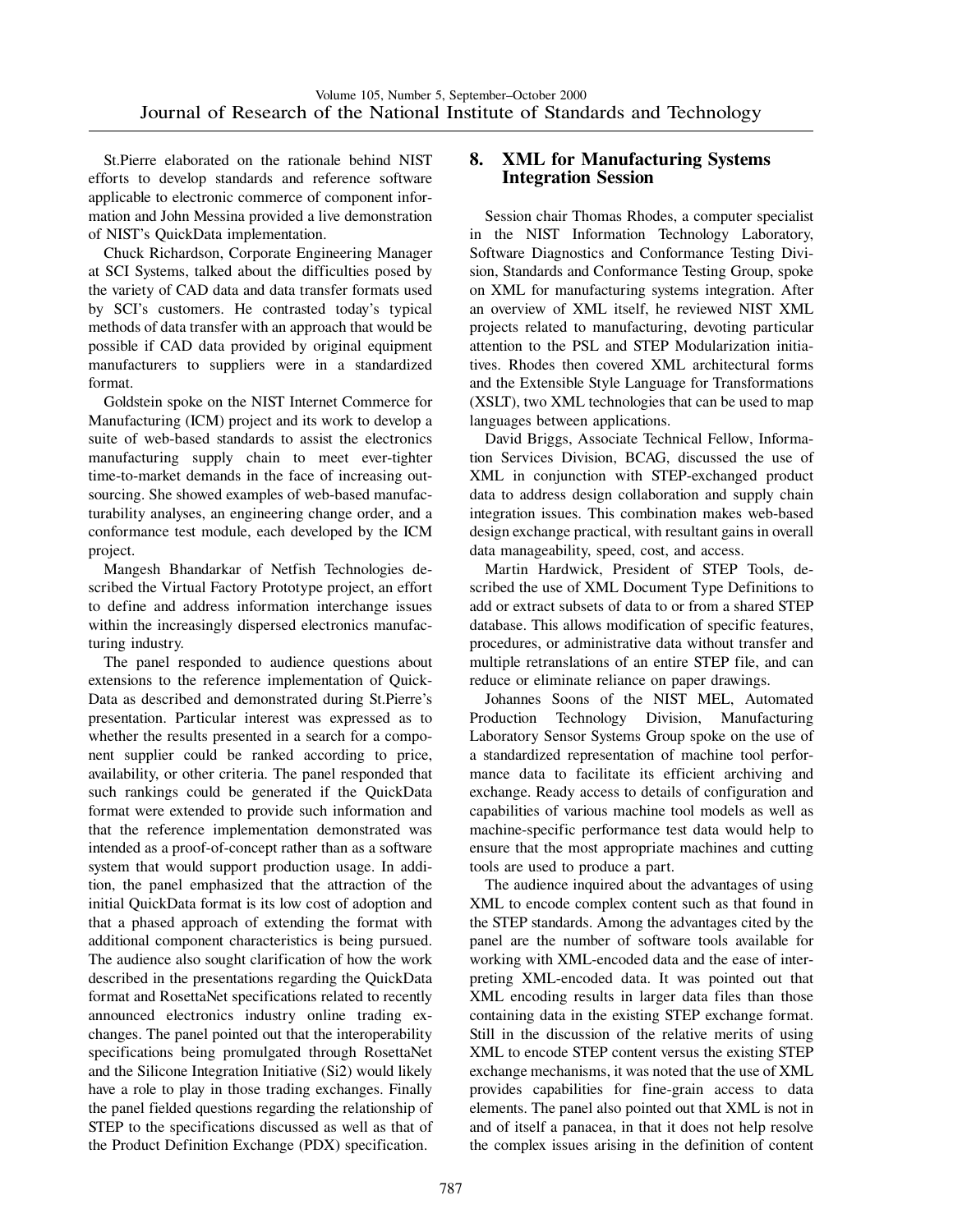St.Pierre elaborated on the rationale behind NIST efforts to develop standards and reference software applicable to electronic commerce of component information and John Messina provided a live demonstration of NIST's QuickData implementation.

Chuck Richardson, Corporate Engineering Manager at SCI Systems, talked about the difficulties posed by the variety of CAD data and data transfer formats used by SCI's customers. He contrasted today's typical methods of data transfer with an approach that would be possible if CAD data provided by original equipment manufacturers to suppliers were in a standardized format.

Goldstein spoke on the NIST Internet Commerce for Manufacturing (ICM) project and its work to develop a suite of web-based standards to assist the electronics manufacturing supply chain to meet ever-tighter time-to-market demands in the face of increasing outsourcing. She showed examples of web-based manufacturability analyses, an engineering change order, and a conformance test module, each developed by the ICM project.

Mangesh Bhandarkar of Netfish Technologies described the Virtual Factory Prototype project, an effort to define and address information interchange issues within the increasingly dispersed electronics manufacturing industry.

The panel responded to audience questions about extensions to the reference implementation of QuickData as described and demonstrated during St.Pierre's presentation. Particular interest was expressed as to whether the results presented in a search for a component supplier could be ranked according to price, availability, or other criteria. The panel responded that such rankings could be generated if the QuickData format were extended to provide such information and that the reference implementation demonstrated was intended as a proof-of-concept rather than as a software system that would support production usage. In addition, the panel emphasized that the attraction of the initial QuickData format is its low cost of adoption and that a phased approach of extending the format with additional component characteristics is being pursued. The audience also sought clarification of how the work described in the presentations regarding the QuickData format and RosettaNet specifications related to recently announced electronics industry online trading exchanges. The panel pointed out that the interoperability specifications being promulgated through RosettaNet and the Silicone Integration Initiative (Si2) would likely have a role to play in those trading exchanges. Finally the panel fielded questions regarding the relationship of STEP to the specifications discussed as well as that of the Product Definition Exchange (PDX) specification.

## 8. XML for Manufacturing Systems Integration Session

Session chair Thomas Rhodes, a computer specialist in the NIST Information Technology Laboratory, Software Diagnostics and Conformance Testing Division, Standards and Conformance Testing Group, spoke on XML for manufacturing systems integration. After an overview of XML itself, he reviewed NIST XML projects related to manufacturing, devoting particular attention to the PSL and STEP Modularization initiatives. Rhodes then covered XML architectural forms and the Extensible Style Language for Transformations (XSLT), two XML technologies that can be used to map languages between applications.

David Briggs, Associate Technical Fellow, Information Services Division, BCAG, discussed the use of XML in conjunction with STEP-exchanged product data to address design collaboration and supply chain integration issues. This combination makes web-based design exchange practical, with resultant gains in overall data manageability, speed, cost, and access.

Martin Hardwick, President of STEP Tools, described the use of XML Document Type Definitions to add or extract subsets of data to or from a shared STEP database. This allows modification of specific features, procedures, or administrative data without transfer and multiple retranslations of an entire STEP file, and can reduce or eliminate reliance on paper drawings.

Johannes Soons of the NIST MEL, Automated Production Technology Division, Manufacturing Laboratory Sensor Systems Group spoke on the use of a standardized representation of machine tool performance data to facilitate its efficient archiving and exchange. Ready access to details of configuration and capabilities of various machine tool models as well as machine-specific performance test data would help to ensure that the most appropriate machines and cutting tools are used to produce a part.

The audience inquired about the advantages of using XML to encode complex content such as that found in the STEP standards. Among the advantages cited by the panel are the number of software tools available for working with XML-encoded data and the ease of interpreting XML-encoded data. It was pointed out that XML encoding results in larger data files than those containing data in the existing STEP exchange format. Still in the discussion of the relative merits of using XML to encode STEP content versus the existing STEP exchange mechanisms, it was noted that the use of XML provides capabilities for fine-grain access to data elements. The panel also pointed out that XML is not in and of itself a panacea, in that it does not help resolve the complex issues arising in the definition of content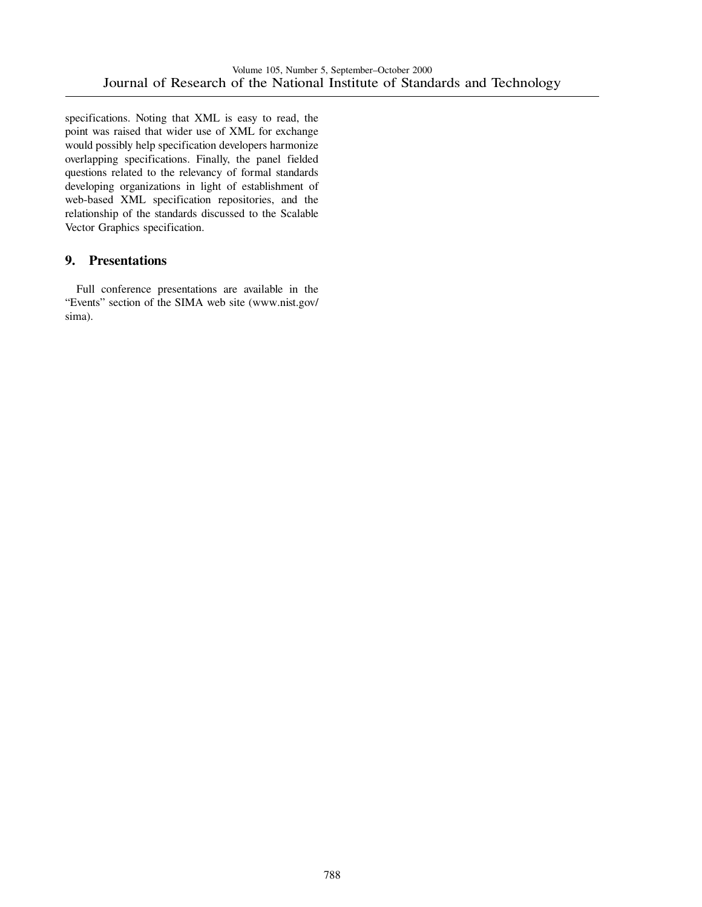specifications. Noting that XML is easy to read, the point was raised that wider use of XML for exchange would possibly help specification developers harmonize overlapping specifications. Finally, the panel fielded questions related to the relevancy of formal standards developing organizations in light of establishment of web-based XML specification repositories, and the relationship of the standards discussed to the Scalable Vector Graphics specification.

## 9. Presentations

Full conference presentations are available in the "Events" section of the SIMA web site (www.nist.gov/sima).